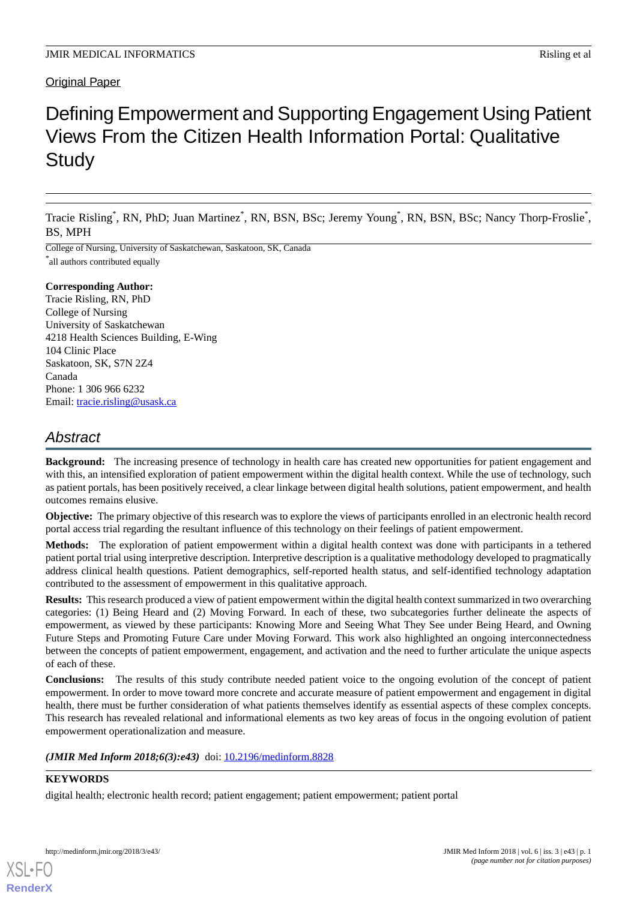Original Paper

# Defining Empowerment and Supporting Engagement Using Patient Views From the Citizen Health Information Portal: Qualitative Study

Tracie Risling[*], RN, PhD; Juan Martinez[*], RN, BSN, BSc; Jeremy Young[*], RN, BSN, BSc; Nancy Thorp-Froslie[*], BS, MPH

College of Nursing, University of Saskatchewan, Saskatoon, SK, Canada

[*]all authors contributed equally

**Corresponding Author:**
Tracie Risling, RN, PhD
College of Nursing
University of Saskatchewan
4218 Health Sciences Building, E-Wing
104 Clinic Place
Saskatoon, SK, S7N 2Z4
Canada
Phone: 1 306 966 6232
Email: tracie.risling@usask.ca

## Abstract

**Background:** The increasing presence of technology in health care has created new opportunities for patient engagement and with this, an intensified exploration of patient empowerment within the digital health context. While the use of technology, such as patient portals, has been positively received, a clear linkage between digital health solutions, patient empowerment, and health outcomes remains elusive.

**Objective:** The primary objective of this research was to explore the views of participants enrolled in an electronic health record portal access trial regarding the resultant influence of this technology on their feelings of patient empowerment.

**Methods:** The exploration of patient empowerment within a digital health context was done with participants in a tethered patient portal trial using interpretive description. Interpretive description is a qualitative methodology developed to pragmatically address clinical health questions. Patient demographics, self-reported health status, and self-identified technology adaptation contributed to the assessment of empowerment in this qualitative approach.

**Results:** This research produced a view of patient empowerment within the digital health context summarized in two overarching categories: (1) Being Heard and (2) Moving Forward. In each of these, two subcategories further delineate the aspects of empowerment, as viewed by these participants: Knowing More and Seeing What They See under Being Heard, and Owning Future Steps and Promoting Future Care under Moving Forward. This work also highlighted an ongoing interconnectedness between the concepts of patient empowerment, engagement, and activation and the need to further articulate the unique aspects of each of these.

**Conclusions:** The results of this study contribute needed patient voice to the ongoing evolution of the concept of patient empowerment. In order to move toward more concrete and accurate measure of patient empowerment and engagement in digital health, there must be further consideration of what patients themselves identify as essential aspects of these complex concepts. This research has revealed relational and informational elements as two key areas of focus in the ongoing evolution of patient empowerment operationalization and measure.

***(JMIR Med Inform 2018;6(3):e43)*** doi: 10.2196/medinform.8828

**KEYWORDS**

digital health; electronic health record; patient engagement; patient empowerment; patient portal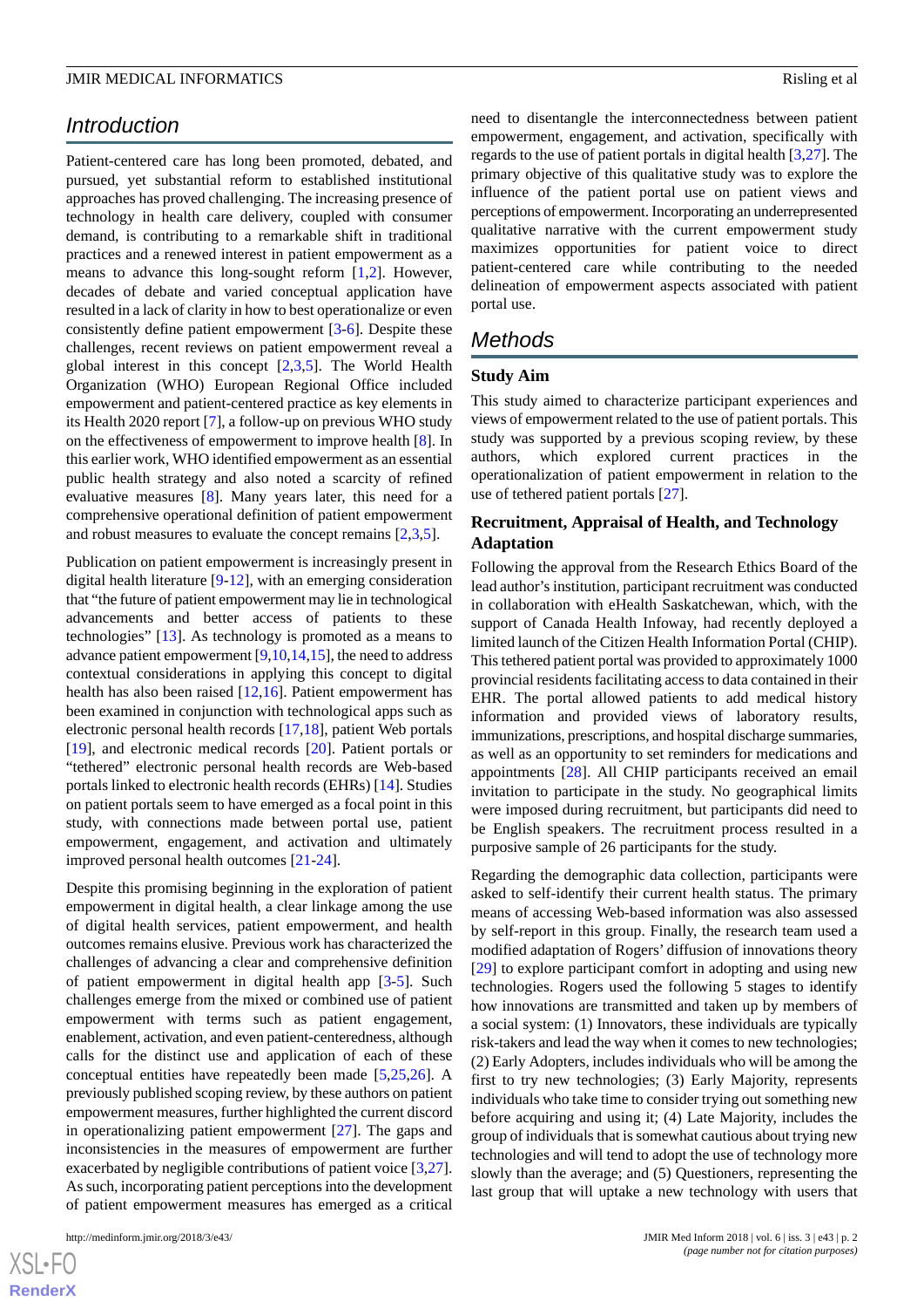## Introduction

Patient-centered care has long been promoted, debated, and pursued, yet substantial reform to established institutional approaches has proved challenging. The increasing presence of technology in health care delivery, coupled with consumer demand, is contributing to a remarkable shift in traditional practices and a renewed interest in patient empowerment as a means to advance this long-sought reform [1,2]. However, decades of debate and varied conceptual application have resulted in a lack of clarity in how to best operationalize or even consistently define patient empowerment [3-6]. Despite these challenges, recent reviews on patient empowerment reveal a global interest in this concept [2,3,5]. The World Health Organization (WHO) European Regional Office included empowerment and patient-centered practice as key elements in its Health 2020 report [7], a follow-up on previous WHO study on the effectiveness of empowerment to improve health [8]. In this earlier work, WHO identified empowerment as an essential public health strategy and also noted a scarcity of refined evaluative measures [8]. Many years later, this need for a comprehensive operational definition of patient empowerment and robust measures to evaluate the concept remains [2,3,5].

Publication on patient empowerment is increasingly present in digital health literature [9-12], with an emerging consideration that "the future of patient empowerment may lie in technological advancements and better access of patients to these technologies" [13]. As technology is promoted as a means to advance patient empowerment [9,10,14,15], the need to address contextual considerations in applying this concept to digital health has also been raised [12,16]. Patient empowerment has been examined in conjunction with technological apps such as electronic personal health records [17,18], patient Web portals [19], and electronic medical records [20]. Patient portals or "tethered" electronic personal health records are Web-based portals linked to electronic health records (EHRs) [14]. Studies on patient portals seem to have emerged as a focal point in this study, with connections made between portal use, patient empowerment, engagement, and activation and ultimately improved personal health outcomes [21-24].

Despite this promising beginning in the exploration of patient empowerment in digital health, a clear linkage among the use of digital health services, patient empowerment, and health outcomes remains elusive. Previous work has characterized the challenges of advancing a clear and comprehensive definition of patient empowerment in digital health app [3-5]. Such challenges emerge from the mixed or combined use of patient empowerment with terms such as patient engagement, enablement, activation, and even patient-centeredness, although calls for the distinct use and application of each of these conceptual entities have repeatedly been made [5,25,26]. A previously published scoping review, by these authors on patient empowerment measures, further highlighted the current discord in operationalizing patient empowerment [27]. The gaps and inconsistencies in the measures of empowerment are further exacerbated by negligible contributions of patient voice [3,27]. As such, incorporating patient perceptions into the development of patient empowerment measures has emerged as a critical need to disentangle the interconnectedness between patient empowerment, engagement, and activation, specifically with regards to the use of patient portals in digital health [3,27]. The primary objective of this qualitative study was to explore the influence of the patient portal use on patient views and perceptions of empowerment. Incorporating an underrepresented qualitative narrative with the current empowerment study maximizes opportunities for patient voice to direct patient-centered care while contributing to the needed delineation of empowerment aspects associated with patient portal use.

## Methods

### Study Aim

This study aimed to characterize participant experiences and views of empowerment related to the use of patient portals. This study was supported by a previous scoping review, by these authors, which explored current practices in the operationalization of patient empowerment in relation to the use of tethered patient portals [27].

### Recruitment, Appraisal of Health, and Technology Adaptation

Following the approval from the Research Ethics Board of the lead author's institution, participant recruitment was conducted in collaboration with eHealth Saskatchewan, which, with the support of Canada Health Infoway, had recently deployed a limited launch of the Citizen Health Information Portal (CHIP). This tethered patient portal was provided to approximately 1000 provincial residents facilitating access to data contained in their EHR. The portal allowed patients to add medical history information and provided views of laboratory results, immunizations, prescriptions, and hospital discharge summaries, as well as an opportunity to set reminders for medications and appointments [28]. All CHIP participants received an email invitation to participate in the study. No geographical limits were imposed during recruitment, but participants did need to be English speakers. The recruitment process resulted in a purposive sample of 26 participants for the study.

Regarding the demographic data collection, participants were asked to self-identify their current health status. The primary means of accessing Web-based information was also assessed by self-report in this group. Finally, the research team used a modified adaptation of Rogers' diffusion of innovations theory [29] to explore participant comfort in adopting and using new technologies. Rogers used the following 5 stages to identify how innovations are transmitted and taken up by members of a social system: (1) Innovators, these individuals are typically risk-takers and lead the way when it comes to new technologies; (2) Early Adopters, includes individuals who will be among the first to try new technologies; (3) Early Majority, represents individuals who take time to consider trying out something new before acquiring and using it; (4) Late Majority, includes the group of individuals that is somewhat cautious about trying new technologies and will tend to adopt the use of technology more slowly than the average; and (5) Questioners, representing the last group that will uptake a new technology with users that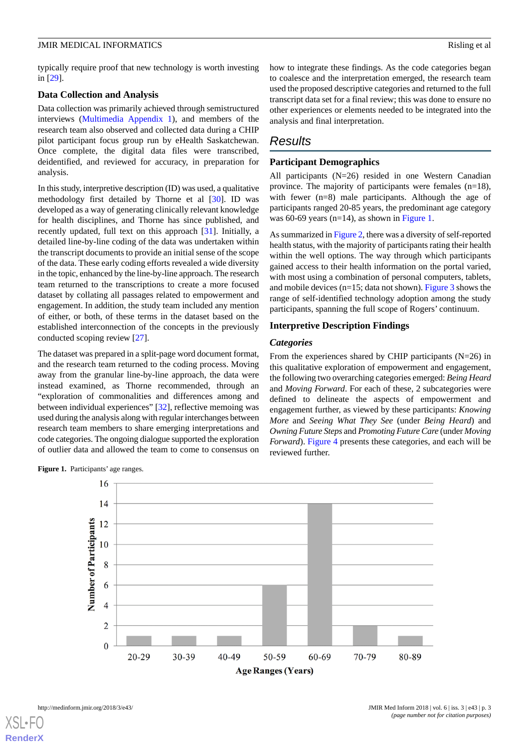typically require proof that new technology is worth investing in [29].

### Data Collection and Analysis

Data collection was primarily achieved through semistructured interviews (Multimedia Appendix 1), and members of the research team also observed and collected data during a CHIP pilot participant focus group run by eHealth Saskatchewan. Once complete, the digital data files were transcribed, deidentified, and reviewed for accuracy, in preparation for analysis.

In this study, interpretive description (ID) was used, a qualitative methodology first detailed by Thorne et al [30]. ID was developed as a way of generating clinically relevant knowledge for health disciplines, and Thorne has since published, and recently updated, full text on this approach [31]. Initially, a detailed line-by-line coding of the data was undertaken within the transcript documents to provide an initial sense of the scope of the data. These early coding efforts revealed a wide diversity in the topic, enhanced by the line-by-line approach. The research team returned to the transcriptions to create a more focused dataset by collating all passages related to empowerment and engagement. In addition, the study team included any mention of either, or both, of these terms in the dataset based on the established interconnection of the concepts in the previously conducted scoping review [27].

The dataset was prepared in a split-page word document format, and the research team returned to the coding process. Moving away from the granular line-by-line approach, the data were instead examined, as Thorne recommended, through an "exploration of commonalities and differences among and between individual experiences" [32], reflective memoing was used during the analysis along with regular interchanges between research team members to share emerging interpretations and code categories. The ongoing dialogue supported the exploration of outlier data and allowed the team to come to consensus on how to integrate these findings. As the code categories began to coalesce and the interpretation emerged, the research team used the proposed descriptive categories and returned to the full transcript data set for a final review; this was done to ensure no other experiences or elements needed to be integrated into the analysis and final interpretation.

## Results

### Participant Demographics

All participants (N=26) resided in one Western Canadian province. The majority of participants were females (n=18), with fewer (n=8) male participants. Although the age of participants ranged 20-85 years, the predominant age category was 60-69 years (n=14), as shown in Figure 1.

As summarized in Figure 2, there was a diversity of self-reported health status, with the majority of participants rating their health within the well options. The way through which participants gained access to their health information on the portal varied, with most using a combination of personal computers, tablets, and mobile devices (n=15; data not shown). Figure 3 shows the range of self-identified technology adoption among the study participants, spanning the full scope of Rogers' continuum.

### Interpretive Description Findings

#### *Categories*

From the experiences shared by CHIP participants (N=26) in this qualitative exploration of empowerment and engagement, the following two overarching categories emerged: *Being Heard* and *Moving Forward*. For each of these, 2 subcategories were defined to delineate the aspects of empowerment and engagement further, as viewed by these participants: *Knowing More* and *Seeing What They See* (under *Being Heard*) and *Owning Future Steps* and *Promoting Future Care* (under *Moving Forward*). Figure 4 presents these categories, and each will be reviewed further.

**Figure 1.** Participants' age ranges.

| Age Ranges (Years) | Number of Participants |
|---|---|
| 20-29 | 1 |
| 30-39 | 1 |
| 40-49 | 1 |
| 50-59 | 6 |
| 60-69 | 14 |
| 70-79 | 2 |
| 80-89 | 1 |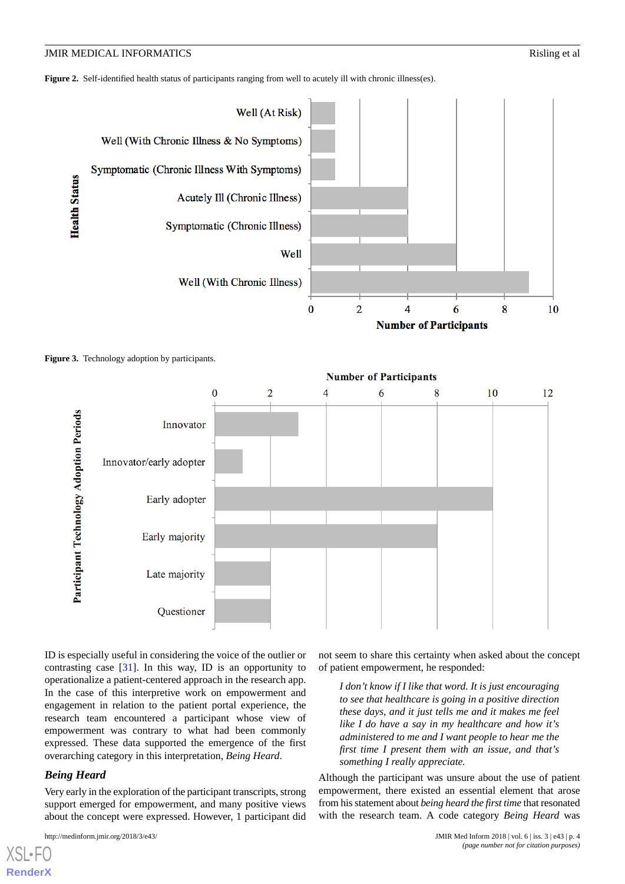**Figure 2.** Self-identified health status of participants ranging from well to acutely ill with chronic illness(es).

**Figure 3.** Technology adoption by participants.

ID is especially useful in considering the voice of the outlier or contrasting case [31]. In this way, ID is an opportunity to operationalize a patient-centered approach in the research app. In the case of this interpretive work on empowerment and engagement in relation to the patient portal experience, the research team encountered a participant whose view of empowerment was contrary to what had been commonly expressed. These data supported the emergence of the first overarching category in this interpretation, *Being Heard*.

### *Being Heard*

Very early in the exploration of the participant transcripts, strong support emerged for empowerment, and many positive views about the concept were expressed. However, 1 participant did not seem to share this certainty when asked about the concept of patient empowerment, he responded:

> *I don't know if I like that word. It is just encouraging to see that healthcare is going in a positive direction these days, and it just tells me and it makes me feel like I do have a say in my healthcare and how it's administered to me and I want people to hear me the first time I present them with an issue, and that's something I really appreciate.*

Although the participant was unsure about the use of patient empowerment, there existed an essential element that arose from his statement about *being heard the first time* that resonated with the research team. A code category *Being Heard* was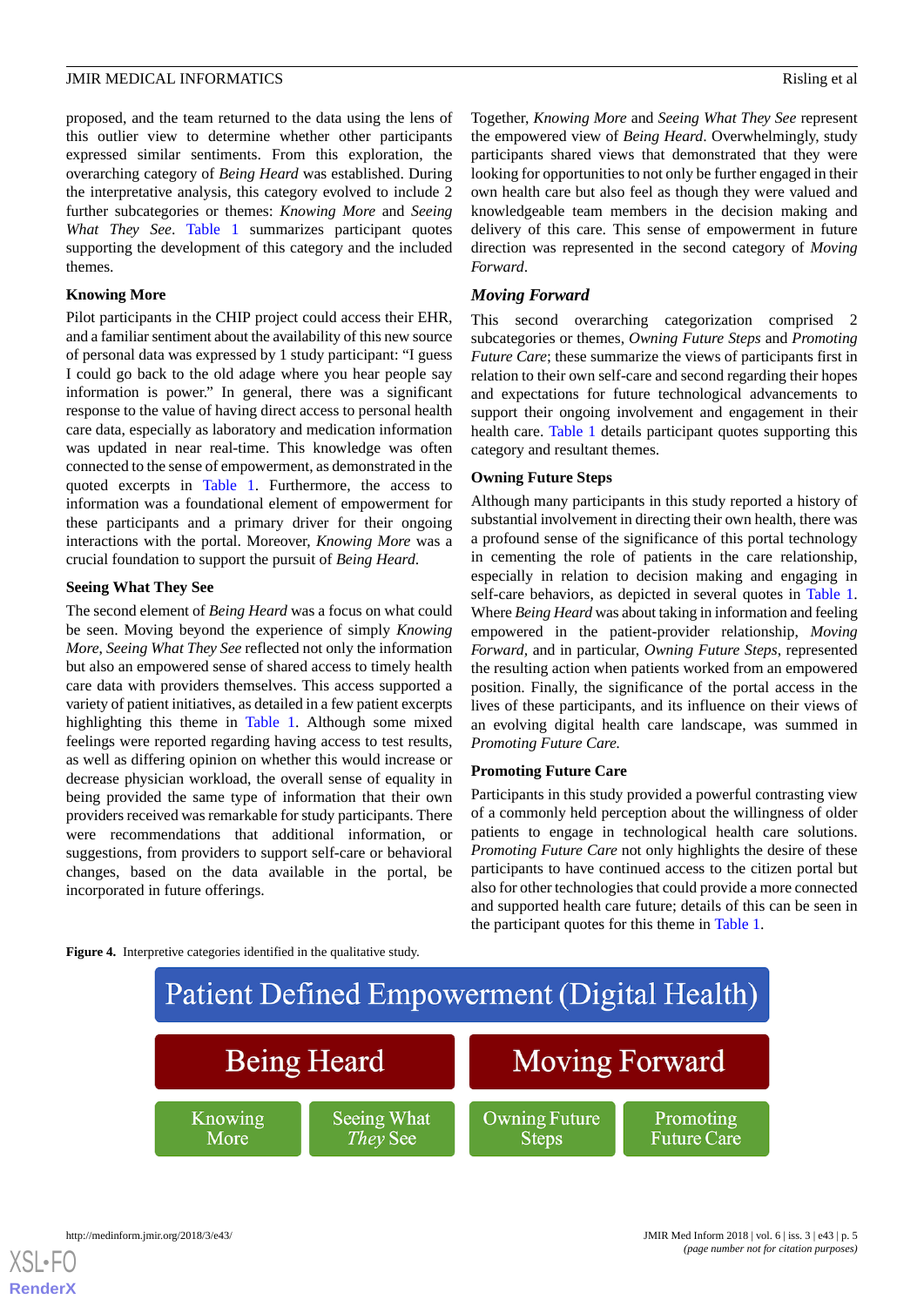proposed, and the team returned to the data using the lens of this outlier view to determine whether other participants expressed similar sentiments. From this exploration, the overarching category of *Being Heard* was established. During the interpretative analysis, this category evolved to include 2 further subcategories or themes: *Knowing More* and *Seeing What They See*. Table 1 summarizes participant quotes supporting the development of this category and the included themes.

### Knowing More

Pilot participants in the CHIP project could access their EHR, and a familiar sentiment about the availability of this new source of personal data was expressed by 1 study participant: "I guess I could go back to the old adage where you hear people say information is power." In general, there was a significant response to the value of having direct access to personal health care data, especially as laboratory and medication information was updated in near real-time. This knowledge was often connected to the sense of empowerment, as demonstrated in the quoted excerpts in Table 1. Furthermore, the access to information was a foundational element of empowerment for these participants and a primary driver for their ongoing interactions with the portal. Moreover, *Knowing More* was a crucial foundation to support the pursuit of *Being Heard*.

### Seeing What They See

The second element of *Being Heard* was a focus on what could be seen. Moving beyond the experience of simply *Knowing More*, *Seeing What They See* reflected not only the information but also an empowered sense of shared access to timely health care data with providers themselves. This access supported a variety of patient initiatives, as detailed in a few patient excerpts highlighting this theme in Table 1. Although some mixed feelings were reported regarding having access to test results, as well as differing opinion on whether this would increase or decrease physician workload, the overall sense of equality in being provided the same type of information that their own providers received was remarkable for study participants. There were recommendations that additional information, or suggestions, from providers to support self-care or behavioral changes, based on the data available in the portal, be incorporated in future offerings.

Together, *Knowing More* and *Seeing What They See* represent the empowered view of *Being Heard*. Overwhelmingly, study participants shared views that demonstrated that they were looking for opportunities to not only be further engaged in their own health care but also feel as though they were valued and knowledgeable team members in the decision making and delivery of this care. This sense of empowerment in future direction was represented in the second category of *Moving Forward*.

## *Moving Forward*

This second overarching categorization comprised 2 subcategories or themes, *Owning Future Steps* and *Promoting Future Care*; these summarize the views of participants first in relation to their own self-care and second regarding their hopes and expectations for future technological advancements to support their ongoing involvement and engagement in their health care. Table 1 details participant quotes supporting this category and resultant themes.

### Owning Future Steps

Although many participants in this study reported a history of substantial involvement in directing their own health, there was a profound sense of the significance of this portal technology in cementing the role of patients in the care relationship, especially in relation to decision making and engaging in self-care behaviors, as depicted in several quotes in Table 1. Where *Being Heard* was about taking in information and feeling empowered in the patient-provider relationship, *Moving Forward*, and in particular, *Owning Future Steps*, represented the resulting action when patients worked from an empowered position. Finally, the significance of the portal access in the lives of these participants, and its influence on their views of an evolving digital health care landscape, was summed in *Promoting Future Care.*

### Promoting Future Care

Participants in this study provided a powerful contrasting view of a commonly held perception about the willingness of older patients to engage in technological health care solutions. *Promoting Future Care* not only highlights the desire of these participants to have continued access to the citizen portal but also for other technologies that could provide a more connected and supported health care future; details of this can be seen in the participant quotes for this theme in Table 1.

**Figure 4.** Interpretive categories identified in the qualitative study.

Patient Defined Empowerment (Digital Health)

| Being Heard | | Moving Forward | |
|---|---|---|---|
| Knowing More | Seeing What *They* See | Owning Future Steps | Promoting Future Care |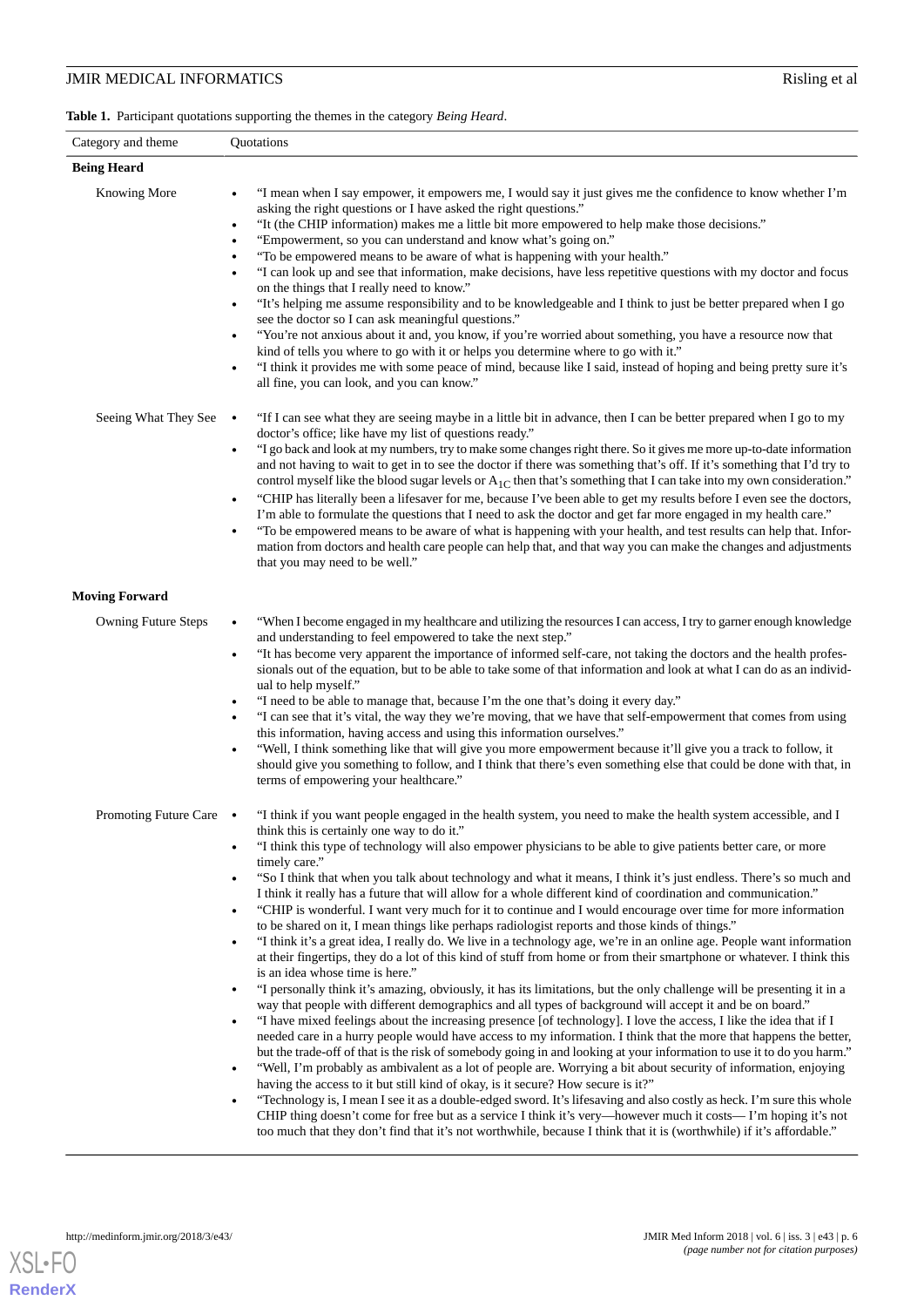**Table 1.** Participant quotations supporting the themes in the category *Being Heard*.

| Category and theme | Quotations |
|---|---|
| **Being Heard** | |
| Knowing More | • "I mean when I say empower, it empowers me, I would say it just gives me the confidence to know whether I'm asking the right questions or I have asked the right questions."<br>• "It (the CHIP information) makes me a little bit more empowered to help make those decisions."<br>• "Empowerment, so you can understand and know what's going on."<br>• "To be empowered means to be aware of what is happening with your health."<br>• "I can look up and see that information, make decisions, have less repetitive questions with my doctor and focus on the things that I really need to know."<br>• "It's helping me assume responsibility and to be knowledgeable and I think to just be better prepared when I go see the doctor so I can ask meaningful questions."<br>• "You're not anxious about it and, you know, if you're worried about something, you have a resource now that kind of tells you where to go with it or helps you determine where to go with it."<br>• "I think it provides me with some peace of mind, because like I said, instead of hoping and being pretty sure it's all fine, you can look, and you can know." |
| Seeing What They See | • "If I can see what they are seeing maybe in a little bit in advance, then I can be better prepared when I go to my doctor's office; like have my list of questions ready."<br>• "I go back and look at my numbers, try to make some changes right there. So it gives me more up-to-date information and not having to wait to get in to see the doctor if there was something that's off. If it's something that I'd try to control myself like the blood sugar levels or $A_{1C}$ then that's something that I can take into my own consideration."<br>• "CHIP has literally been a lifesaver for me, because I've been able to get my results before I even see the doctors, I'm able to formulate the questions that I need to ask the doctor and get far more engaged in my health care."<br>• "To be empowered means to be aware of what is happening with your health, and test results can help that. Information from doctors and health care people can help that, and that way you can make the changes and adjustments that you may need to be well." |
| **Moving Forward** | |
| Owning Future Steps | • "When I become engaged in my healthcare and utilizing the resources I can access, I try to garner enough knowledge and understanding to feel empowered to take the next step."<br>• "It has become very apparent the importance of informed self-care, not taking the doctors and the health professionals out of the equation, but to be able to take some of that information and look at what I can do as an individual to help myself."<br>• "I need to be able to manage that, because I'm the one that's doing it every day."<br>• "I can see that it's vital, the way they we're moving, that we have that self-empowerment that comes from using this information, having access and using this information ourselves."<br>• "Well, I think something like that will give you more empowerment because it'll give you a track to follow, it should give you something to follow, and I think that there's even something else that could be done with that, in terms of empowering your healthcare." |
| Promoting Future Care | • "I think if you want people engaged in the health system, you need to make the health system accessible, and I think this is certainly one way to do it."<br>• "I think this type of technology will also empower physicians to be able to give patients better care, or more timely care."<br>• "So I think that when you talk about technology and what it means, I think it's just endless. There's so much and I think it really has a future that will allow for a whole different kind of coordination and communication."<br>• "CHIP is wonderful. I want very much for it to continue and I would encourage over time for more information to be shared on it, I mean things like perhaps radiologist reports and those kinds of things."<br>• "I think it's a great idea, I really do. We live in a technology age, we're in an online age. People want information at their fingertips, they do a lot of this kind of stuff from home or from their smartphone or whatever. I think this is an idea whose time is here."<br>• "I personally think it's amazing, obviously, it has its limitations, but the only challenge will be presenting it in a way that people with different demographics and all types of background will accept it and be on board."<br>• "I have mixed feelings about the increasing presence [of technology]. I love the access, I like the idea that if I needed care in a hurry people would have access to my information. I think that the more that happens the better, but the trade-off of that is the risk of somebody going in and looking at your information to use it to do you harm."<br>• "Well, I'm probably as ambivalent as a lot of people are. Worrying a bit about security of information, enjoying having the access to it but still kind of okay, is it secure? How secure is it?"<br>• "Technology is, I mean I see it as a double-edged sword. It's lifesaving and also costly as heck. I'm sure this whole CHIP thing doesn't come for free but as a service I think it's very—however much it costs— I'm hoping it's not too much that they don't find that it's not worthwhile, because I think that it is (worthwhile) if it's affordable." |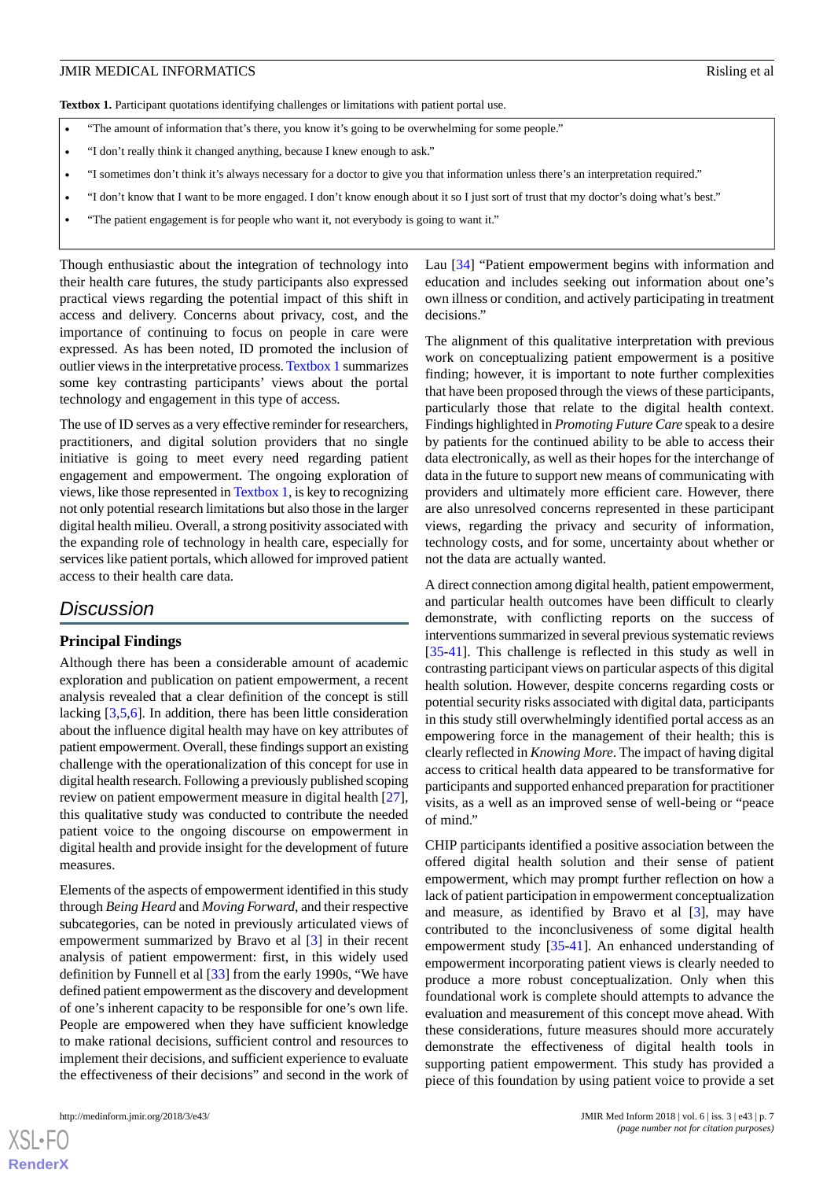**Textbox 1.** Participant quotations identifying challenges or limitations with patient portal use.

- "The amount of information that's there, you know it's going to be overwhelming for some people."
- "I don't really think it changed anything, because I knew enough to ask."
- "I sometimes don't think it's always necessary for a doctor to give you that information unless there's an interpretation required."
- "I don't know that I want to be more engaged. I don't know enough about it so I just sort of trust that my doctor's doing what's best."
- "The patient engagement is for people who want it, not everybody is going to want it."

Though enthusiastic about the integration of technology into their health care futures, the study participants also expressed practical views regarding the potential impact of this shift in access and delivery. Concerns about privacy, cost, and the importance of continuing to focus on people in care were expressed. As has been noted, ID promoted the inclusion of outlier views in the interpretative process. Textbox 1 summarizes some key contrasting participants' views about the portal technology and engagement in this type of access.

The use of ID serves as a very effective reminder for researchers, practitioners, and digital solution providers that no single initiative is going to meet every need regarding patient engagement and empowerment. The ongoing exploration of views, like those represented in Textbox 1, is key to recognizing not only potential research limitations but also those in the larger digital health milieu. Overall, a strong positivity associated with the expanding role of technology in health care, especially for services like patient portals, which allowed for improved patient access to their health care data.

## Discussion

### Principal Findings

Although there has been a considerable amount of academic exploration and publication on patient empowerment, a recent analysis revealed that a clear definition of the concept is still lacking [3,5,6]. In addition, there has been little consideration about the influence digital health may have on key attributes of patient empowerment. Overall, these findings support an existing challenge with the operationalization of this concept for use in digital health research. Following a previously published scoping review on patient empowerment measure in digital health [27], this qualitative study was conducted to contribute the needed patient voice to the ongoing discourse on empowerment in digital health and provide insight for the development of future measures.

Elements of the aspects of empowerment identified in this study through *Being Heard* and *Moving Forward*, and their respective subcategories, can be noted in previously articulated views of empowerment summarized by Bravo et al [3] in their recent analysis of patient empowerment: first, in this widely used definition by Funnell et al [33] from the early 1990s, "We have defined patient empowerment as the discovery and development of one's inherent capacity to be responsible for one's own life. People are empowered when they have sufficient knowledge to make rational decisions, sufficient control and resources to implement their decisions, and sufficient experience to evaluate the effectiveness of their decisions" and second in the work of Lau [34] "Patient empowerment begins with information and education and includes seeking out information about one's own illness or condition, and actively participating in treatment decisions."

The alignment of this qualitative interpretation with previous work on conceptualizing patient empowerment is a positive finding; however, it is important to note further complexities that have been proposed through the views of these participants, particularly those that relate to the digital health context. Findings highlighted in *Promoting Future Care* speak to a desire by patients for the continued ability to be able to access their data electronically, as well as their hopes for the interchange of data in the future to support new means of communicating with providers and ultimately more efficient care. However, there are also unresolved concerns represented in these participant views, regarding the privacy and security of information, technology costs, and for some, uncertainty about whether or not the data are actually wanted.

A direct connection among digital health, patient empowerment, and particular health outcomes have been difficult to clearly demonstrate, with conflicting reports on the success of interventions summarized in several previous systematic reviews [35-41]. This challenge is reflected in this study as well in contrasting participant views on particular aspects of this digital health solution. However, despite concerns regarding costs or potential security risks associated with digital data, participants in this study still overwhelmingly identified portal access as an empowering force in the management of their health; this is clearly reflected in *Knowing More*. The impact of having digital access to critical health data appeared to be transformative for participants and supported enhanced preparation for practitioner visits, as a well as an improved sense of well-being or "peace of mind."

CHIP participants identified a positive association between the offered digital health solution and their sense of patient empowerment, which may prompt further reflection on how a lack of patient participation in empowerment conceptualization and measure, as identified by Bravo et al [3], may have contributed to the inconclusiveness of some digital health empowerment study [35-41]. An enhanced understanding of empowerment incorporating patient views is clearly needed to produce a more robust conceptualization. Only when this foundational work is complete should attempts to advance the evaluation and measurement of this concept move ahead. With these considerations, future measures should more accurately demonstrate the effectiveness of digital health tools in supporting patient empowerment. This study has provided a piece of this foundation by using patient voice to provide a set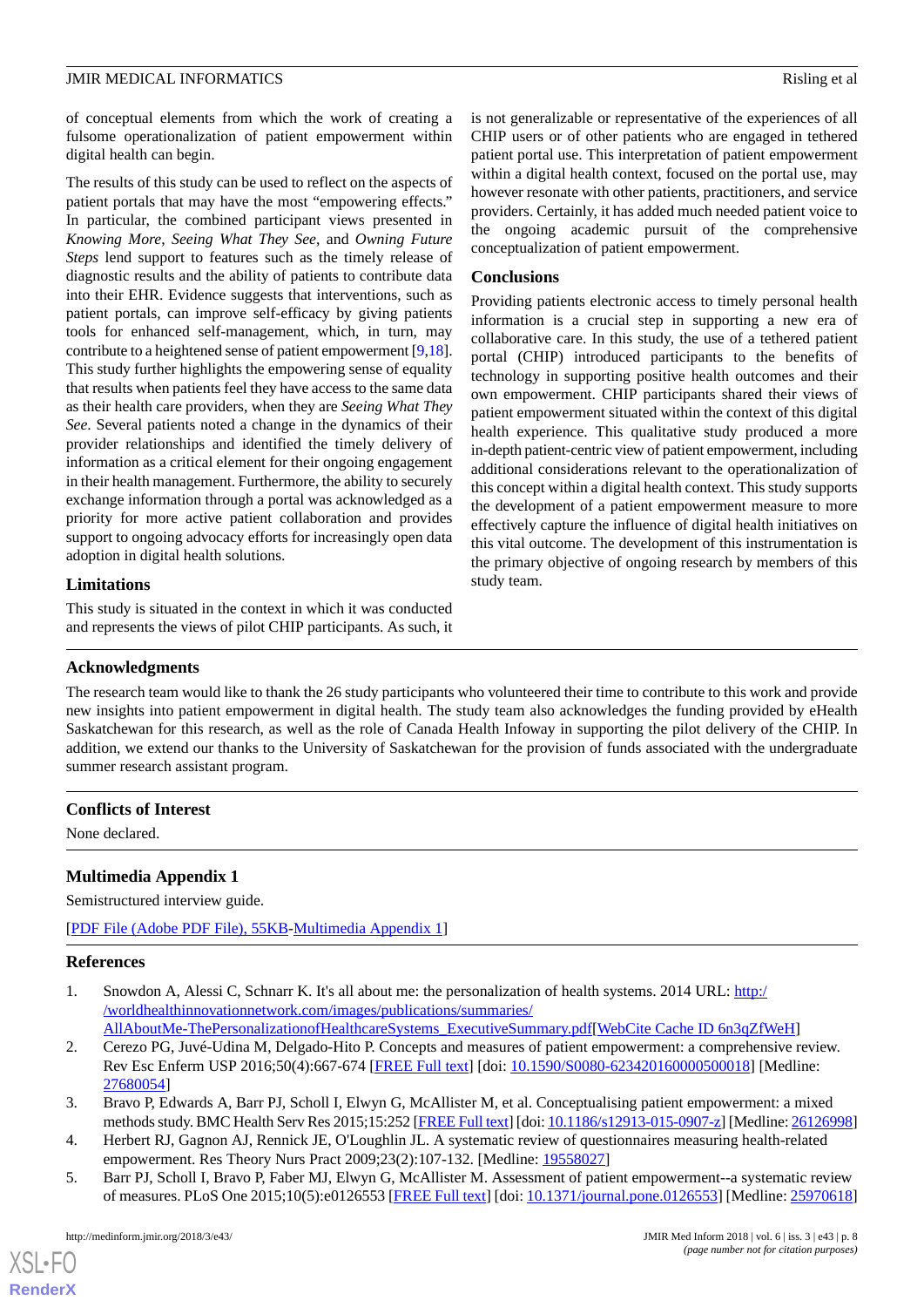of conceptual elements from which the work of creating a fulsome operationalization of patient empowerment within digital health can begin.

The results of this study can be used to reflect on the aspects of patient portals that may have the most "empowering effects." In particular, the combined participant views presented in *Knowing More*, *Seeing What They See*, and *Owning Future Steps* lend support to features such as the timely release of diagnostic results and the ability of patients to contribute data into their EHR. Evidence suggests that interventions, such as patient portals, can improve self-efficacy by giving patients tools for enhanced self-management, which, in turn, may contribute to a heightened sense of patient empowerment [9,18]. This study further highlights the empowering sense of equality that results when patients feel they have access to the same data as their health care providers, when they are *Seeing What They See*. Several patients noted a change in the dynamics of their provider relationships and identified the timely delivery of information as a critical element for their ongoing engagement in their health management. Furthermore, the ability to securely exchange information through a portal was acknowledged as a priority for more active patient collaboration and provides support to ongoing advocacy efforts for increasingly open data adoption in digital health solutions.

### Limitations

This study is situated in the context in which it was conducted and represents the views of pilot CHIP participants. As such, it is not generalizable or representative of the experiences of all CHIP users or of other patients who are engaged in tethered patient portal use. This interpretation of patient empowerment within a digital health context, focused on the portal use, may however resonate with other patients, practitioners, and service providers. Certainly, it has added much needed patient voice to the ongoing academic pursuit of the comprehensive conceptualization of patient empowerment.

### Conclusions

Providing patients electronic access to timely personal health information is a crucial step in supporting a new era of collaborative care. In this study, the use of a tethered patient portal (CHIP) introduced participants to the benefits of technology in supporting positive health outcomes and their own empowerment. CHIP participants shared their views of patient empowerment situated within the context of this digital health experience. This qualitative study produced a more in-depth patient-centric view of patient empowerment, including additional considerations relevant to the operationalization of this concept within a digital health context. This study supports the development of a patient empowerment measure to more effectively capture the influence of digital health initiatives on this vital outcome. The development of this instrumentation is the primary objective of ongoing research by members of this study team.

## Acknowledgments

The research team would like to thank the 26 study participants who volunteered their time to contribute to this work and provide new insights into patient empowerment in digital health. The study team also acknowledges the funding provided by eHealth Saskatchewan for this research, as well as the role of Canada Health Infoway in supporting the pilot delivery of the CHIP. In addition, we extend our thanks to the University of Saskatchewan for the provision of funds associated with the undergraduate summer research assistant program.

## Conflicts of Interest

None declared.

## Multimedia Appendix 1

Semistructured interview guide.

[PDF File (Adobe PDF File), 55KB-Multimedia Appendix 1]

## References

1. Snowdon A, Alessi C, Schnarr K. It's all about me: the personalization of health systems. 2014 URL: http://worldhealthinnovationnetwork.com/images/publications/summaries/AllAboutMe-ThePersonalizationofHealthcareSystems_ExecutiveSummary.pdf[WebCite Cache ID 6n3qZfWeH]
2. Cerezo PG, Juvé-Udina M, Delgado-Hito P. Concepts and measures of patient empowerment: a comprehensive review. Rev Esc Enferm USP 2016;50(4):667-674 [FREE Full text] [doi: 10.1590/S0080-623420160000500018] [Medline: 27680054]
3. Bravo P, Edwards A, Barr PJ, Scholl I, Elwyn G, McAllister M, et al. Conceptualising patient empowerment: a mixed methods study. BMC Health Serv Res 2015;15:252 [FREE Full text] [doi: 10.1186/s12913-015-0907-z] [Medline: 26126998]
4. Herbert RJ, Gagnon AJ, Rennick JE, O'Loughlin JL. A systematic review of questionnaires measuring health-related empowerment. Res Theory Nurs Pract 2009;23(2):107-132. [Medline: 19558027]
5. Barr PJ, Scholl I, Bravo P, Faber MJ, Elwyn G, McAllister M. Assessment of patient empowerment--a systematic review of measures. PLoS One 2015;10(5):e0126553 [FREE Full text] [doi: 10.1371/journal.pone.0126553] [Medline: 25970618]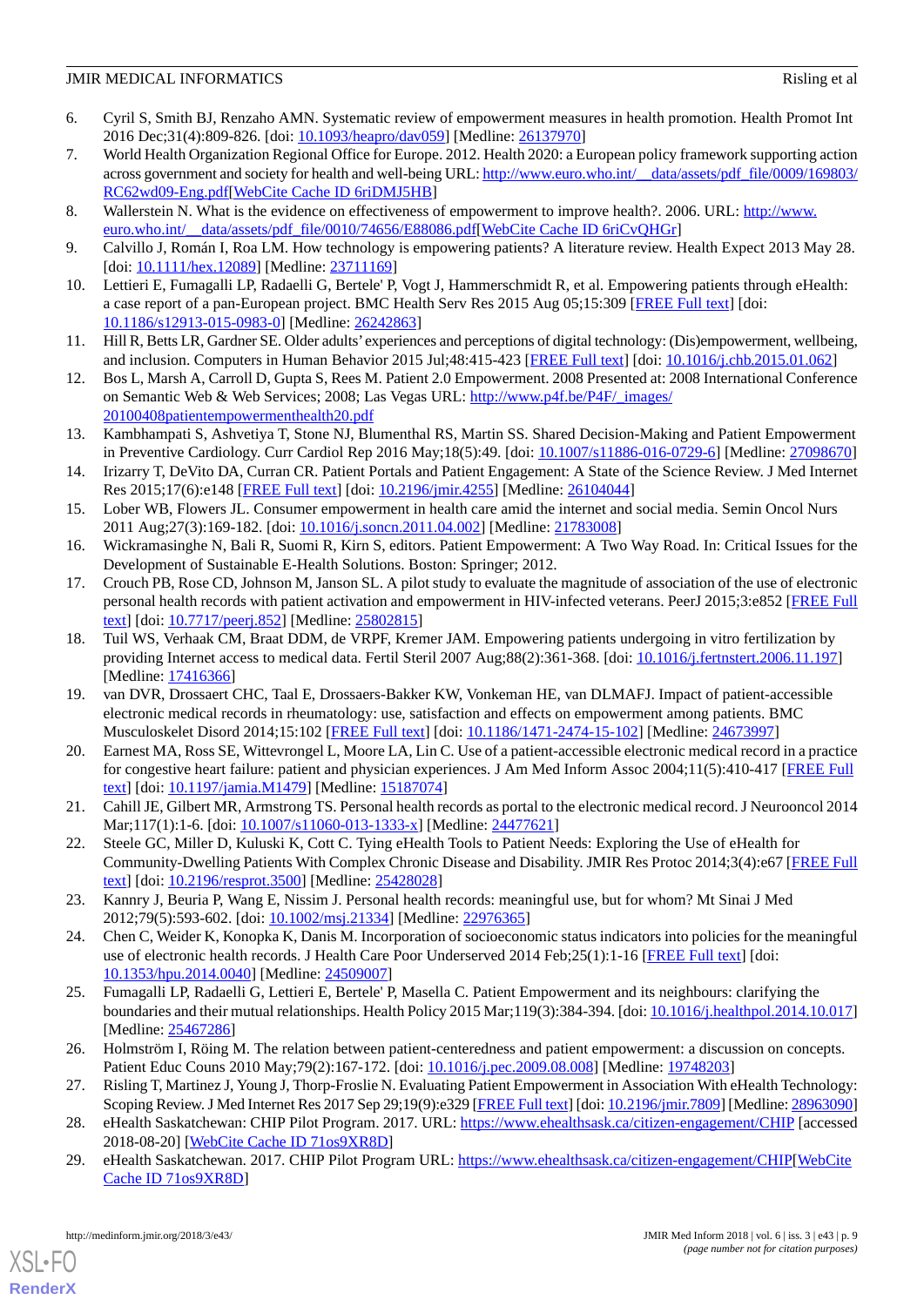6. Cyril S, Smith BJ, Renzaho AMN. Systematic review of empowerment measures in health promotion. Health Promot Int 2016 Dec;31(4):809-826. [doi: 10.1093/heapro/dav059] [Medline: 26137970]
7. World Health Organization Regional Office for Europe. 2012. Health 2020: a European policy framework supporting action across government and society for health and well-being URL: http://www.euro.who.int/__data/assets/pdf_file/0009/169803/RC62wd09-Eng.pdf[WebCite Cache ID 6riDMJ5HB]
8. Wallerstein N. What is the evidence on effectiveness of empowerment to improve health?. 2006. URL: http://www.euro.who.int/__data/assets/pdf_file/0010/74656/E88086.pdf[WebCite Cache ID 6riCvQHGr]
9. Calvillo J, Román I, Roa LM. How technology is empowering patients? A literature review. Health Expect 2013 May 28. [doi: 10.1111/hex.12089] [Medline: 23711169]
10. Lettieri E, Fumagalli LP, Radaelli G, Bertele' P, Vogt J, Hammerschmidt R, et al. Empowering patients through eHealth: a case report of a pan-European project. BMC Health Serv Res 2015 Aug 05;15:309 [FREE Full text] [doi: 10.1186/s12913-015-0983-0] [Medline: 26242863]
11. Hill R, Betts LR, Gardner SE. Older adults' experiences and perceptions of digital technology: (Dis)empowerment, wellbeing, and inclusion. Computers in Human Behavior 2015 Jul;48:415-423 [FREE Full text] [doi: 10.1016/j.chb.2015.01.062]
12. Bos L, Marsh A, Carroll D, Gupta S, Rees M. Patient 2.0 Empowerment. 2008 Presented at: 2008 International Conference on Semantic Web & Web Services; 2008; Las Vegas URL: http://www.p4f.be/P4F/_images/20100408patientempowermenthealth20.pdf
13. Kambhampati S, Ashvetiya T, Stone NJ, Blumenthal RS, Martin SS. Shared Decision-Making and Patient Empowerment in Preventive Cardiology. Curr Cardiol Rep 2016 May;18(5):49. [doi: 10.1007/s11886-016-0729-6] [Medline: 27098670]
14. Irizarry T, DeVito DA, Curran CR. Patient Portals and Patient Engagement: A State of the Science Review. J Med Internet Res 2015;17(6):e148 [FREE Full text] [doi: 10.2196/jmir.4255] [Medline: 26104044]
15. Lober WB, Flowers JL. Consumer empowerment in health care amid the internet and social media. Semin Oncol Nurs 2011 Aug;27(3):169-182. [doi: 10.1016/j.soncn.2011.04.002] [Medline: 21783008]
16. Wickramasinghe N, Bali R, Suomi R, Kirn S, editors. Patient Empowerment: A Two Way Road. In: Critical Issues for the Development of Sustainable E-Health Solutions. Boston: Springer; 2012.
17. Crouch PB, Rose CD, Johnson M, Janson SL. A pilot study to evaluate the magnitude of association of the use of electronic personal health records with patient activation and empowerment in HIV-infected veterans. PeerJ 2015;3:e852 [FREE Full text] [doi: 10.7717/peerj.852] [Medline: 25802815]
18. Tuil WS, Verhaak CM, Braat DDM, de VRPF, Kremer JAM. Empowering patients undergoing in vitro fertilization by providing Internet access to medical data. Fertil Steril 2007 Aug;88(2):361-368. [doi: 10.1016/j.fertnstert.2006.11.197] [Medline: 17416366]
19. van DVR, Drossaert CHC, Taal E, Drossaers-Bakker KW, Vonkeman HE, van DLMAFJ. Impact of patient-accessible electronic medical records in rheumatology: use, satisfaction and effects on empowerment among patients. BMC Musculoskelet Disord 2014;15:102 [FREE Full text] [doi: 10.1186/1471-2474-15-102] [Medline: 24673997]
20. Earnest MA, Ross SE, Wittevrongel L, Moore LA, Lin C. Use of a patient-accessible electronic medical record in a practice for congestive heart failure: patient and physician experiences. J Am Med Inform Assoc 2004;11(5):410-417 [FREE Full text] [doi: 10.1197/jamia.M1479] [Medline: 15187074]
21. Cahill JE, Gilbert MR, Armstrong TS. Personal health records as portal to the electronic medical record. J Neurooncol 2014 Mar;117(1):1-6. [doi: 10.1007/s11060-013-1333-x] [Medline: 24477621]
22. Steele GC, Miller D, Kuluski K, Cott C. Tying eHealth Tools to Patient Needs: Exploring the Use of eHealth for Community-Dwelling Patients With Complex Chronic Disease and Disability. JMIR Res Protoc 2014;3(4):e67 [FREE Full text] [doi: 10.2196/resprot.3500] [Medline: 25428028]
23. Kannry J, Beuria P, Wang E, Nissim J. Personal health records: meaningful use, but for whom? Mt Sinai J Med 2012;79(5):593-602. [doi: 10.1002/msj.21334] [Medline: 22976365]
24. Chen C, Weider K, Konopka K, Danis M. Incorporation of socioeconomic status indicators into policies for the meaningful use of electronic health records. J Health Care Poor Underserved 2014 Feb;25(1):1-16 [FREE Full text] [doi: 10.1353/hpu.2014.0040] [Medline: 24509007]
25. Fumagalli LP, Radaelli G, Lettieri E, Bertele' P, Masella C. Patient Empowerment and its neighbours: clarifying the boundaries and their mutual relationships. Health Policy 2015 Mar;119(3):384-394. [doi: 10.1016/j.healthpol.2014.10.017] [Medline: 25467286]
26. Holmström I, Röing M. The relation between patient-centeredness and patient empowerment: a discussion on concepts. Patient Educ Couns 2010 May;79(2):167-172. [doi: 10.1016/j.pec.2009.08.008] [Medline: 19748203]
27. Risling T, Martinez J, Young J, Thorp-Froslie N. Evaluating Patient Empowerment in Association With eHealth Technology: Scoping Review. J Med Internet Res 2017 Sep 29;19(9):e329 [FREE Full text] [doi: 10.2196/jmir.7809] [Medline: 28963090]
28. eHealth Saskatchewan: CHIP Pilot Program. 2017. URL: https://www.ehealthsask.ca/citizen-engagement/CHIP [accessed 2018-08-20] [WebCite Cache ID 71os9XR8D]
29. eHealth Saskatchewan. 2017. CHIP Pilot Program URL: https://www.ehealthsask.ca/citizen-engagement/CHIP[WebCite Cache ID 71os9XR8D]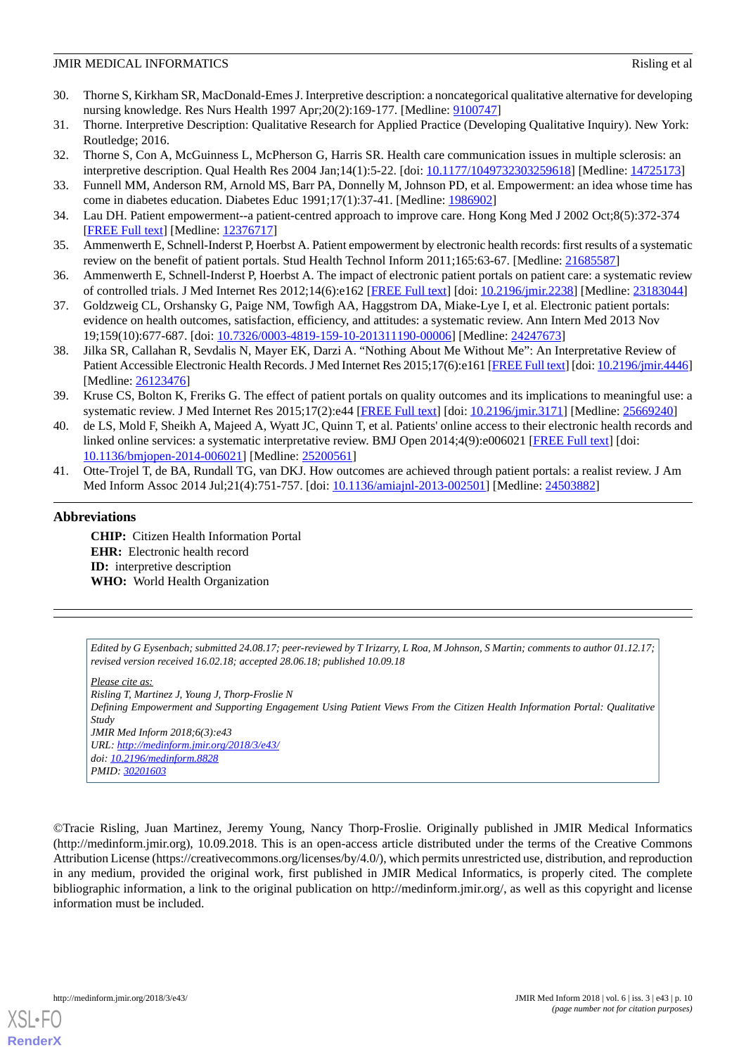30. Thorne S, Kirkham SR, MacDonald-Emes J. Interpretive description: a noncategorical qualitative alternative for developing nursing knowledge. Res Nurs Health 1997 Apr;20(2):169-177. [Medline: 9100747]
31. Thorne. Interpretive Description: Qualitative Research for Applied Practice (Developing Qualitative Inquiry). New York: Routledge; 2016.
32. Thorne S, Con A, McGuinness L, McPherson G, Harris SR. Health care communication issues in multiple sclerosis: an interpretive description. Qual Health Res 2004 Jan;14(1):5-22. [doi: 10.1177/1049732303259618] [Medline: 14725173]
33. Funnell MM, Anderson RM, Arnold MS, Barr PA, Donnelly M, Johnson PD, et al. Empowerment: an idea whose time has come in diabetes education. Diabetes Educ 1991;17(1):37-41. [Medline: 1986902]
34. Lau DH. Patient empowerment--a patient-centred approach to improve care. Hong Kong Med J 2002 Oct;8(5):372-374 [FREE Full text] [Medline: 12376717]
35. Ammenwerth E, Schnell-Inderst P, Hoerbst A. Patient empowerment by electronic health records: first results of a systematic review on the benefit of patient portals. Stud Health Technol Inform 2011;165:63-67. [Medline: 21685587]
36. Ammenwerth E, Schnell-Inderst P, Hoerbst A. The impact of electronic patient portals on patient care: a systematic review of controlled trials. J Med Internet Res 2012;14(6):e162 [FREE Full text] [doi: 10.2196/jmir.2238] [Medline: 23183044]
37. Goldzweig CL, Orshansky G, Paige NM, Towfigh AA, Haggstrom DA, Miake-Lye I, et al. Electronic patient portals: evidence on health outcomes, satisfaction, efficiency, and attitudes: a systematic review. Ann Intern Med 2013 Nov 19;159(10):677-687. [doi: 10.7326/0003-4819-159-10-201311190-00006] [Medline: 24247673]
38. Jilka SR, Callahan R, Sevdalis N, Mayer EK, Darzi A. "Nothing About Me Without Me": An Interpretative Review of Patient Accessible Electronic Health Records. J Med Internet Res 2015;17(6):e161 [FREE Full text] [doi: 10.2196/jmir.4446] [Medline: 26123476]
39. Kruse CS, Bolton K, Freriks G. The effect of patient portals on quality outcomes and its implications to meaningful use: a systematic review. J Med Internet Res 2015;17(2):e44 [FREE Full text] [doi: 10.2196/jmir.3171] [Medline: 25669240]
40. de LS, Mold F, Sheikh A, Majeed A, Wyatt JC, Quinn T, et al. Patients' online access to their electronic health records and linked online services: a systematic interpretative review. BMJ Open 2014;4(9):e006021 [FREE Full text] [doi: 10.1136/bmjopen-2014-006021] [Medline: 25200561]
41. Otte-Trojel T, de BA, Rundall TG, van DKJ. How outcomes are achieved through patient portals: a realist review. J Am Med Inform Assoc 2014 Jul;21(4):751-757. [doi: 10.1136/amiajnl-2013-002501] [Medline: 24503882]

## Abbreviations

**CHIP:** Citizen Health Information Portal
**EHR:** Electronic health record
**ID:** interpretive description
**WHO:** World Health Organization

---

*Edited by G Eysenbach; submitted 24.08.17; peer-reviewed by T Irizarry, L Roa, M Johnson, S Martin; comments to author 01.12.17; revised version received 16.02.18; accepted 28.06.18; published 10.09.18*

*Please cite as:*
*Risling T, Martinez J, Young J, Thorp-Froslie N*
*Defining Empowerment and Supporting Engagement Using Patient Views From the Citizen Health Information Portal: Qualitative Study*
*JMIR Med Inform 2018;6(3):e43*
*URL: http://medinform.jmir.org/2018/3/e43/*
*doi: 10.2196/medinform.8828*
*PMID: 30201603*

©Tracie Risling, Juan Martinez, Jeremy Young, Nancy Thorp-Froslie. Originally published in JMIR Medical Informatics (http://medinform.jmir.org), 10.09.2018. This is an open-access article distributed under the terms of the Creative Commons Attribution License (https://creativecommons.org/licenses/by/4.0/), which permits unrestricted use, distribution, and reproduction in any medium, provided the original work, first published in JMIR Medical Informatics, is properly cited. The complete bibliographic information, a link to the original publication on http://medinform.jmir.org/, as well as this copyright and license information must be included.